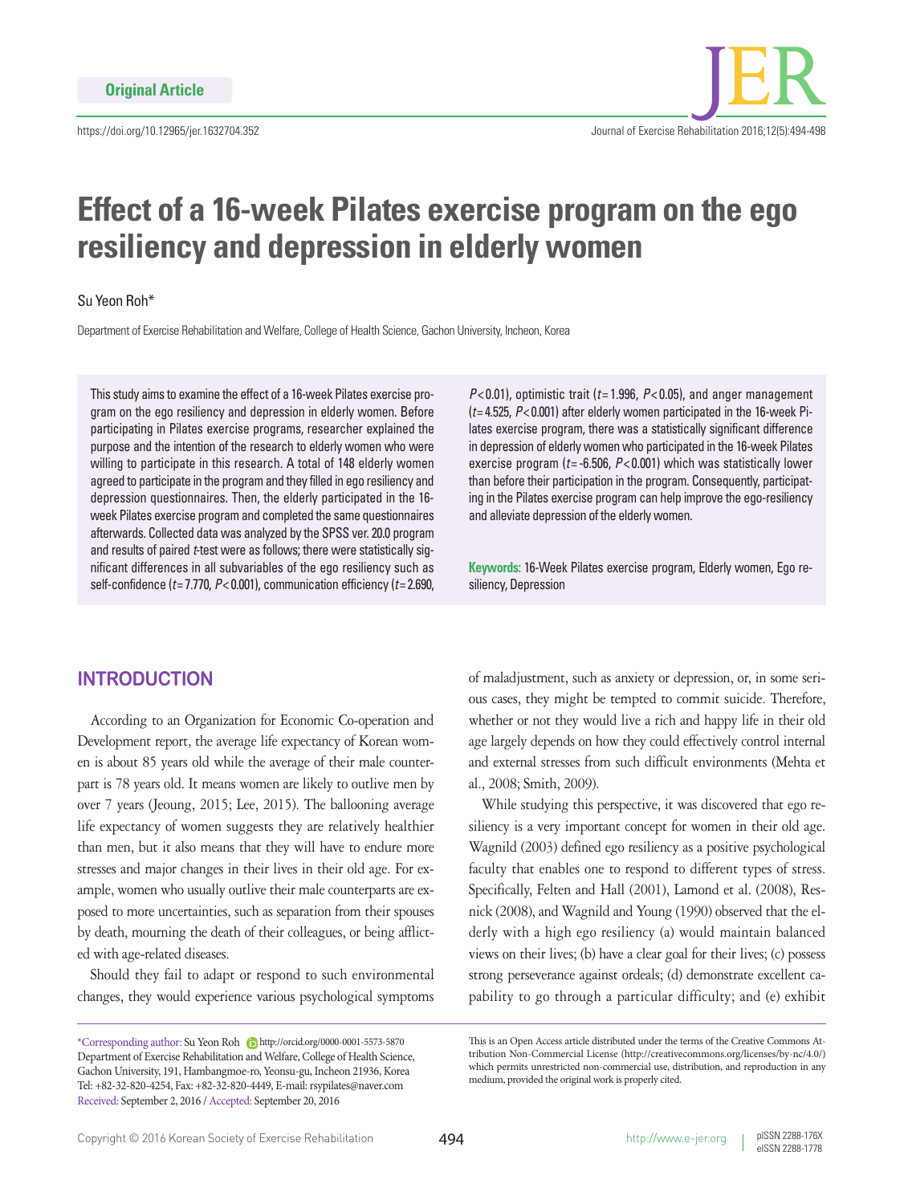Original Article

https://doi.org/10.12965/jer.1632704.352

# Effect of a 16-week Pilates exercise program on the ego resiliency and depression in elderly women

Su Yeon Roh*

Department of Exercise Rehabilitation and Welfare, College of Health Science, Gachon University, Incheon, Korea

This study aims to examine the effect of a 16-week Pilates exercise program on the ego resiliency and depression in elderly women. Before participating in Pilates exercise programs, researcher explained the purpose and the intention of the research to elderly women who were willing to participate in this research. A total of 148 elderly women agreed to participate in the program and they filled in ego resiliency and depression questionnaires. Then, the elderly participated in the 16-week Pilates exercise program and completed the same questionnaires afterwards. Collected data was analyzed by the SPSS ver. 20.0 program and results of paired *t*-test were as follows; there were statistically significant differences in all subvariables of the ego resiliency such as self-confidence ($t=7.770$, $P<0.001$), communication efficiency ($t=2.690$, $P<0.01$), optimistic trait ($t=1.996$, $P<0.05$), and anger management ($t=4.525$, $P<0.001$) after elderly women participated in the 16-week Pilates exercise program, there was a statistically significant difference in depression of elderly women who participated in the 16-week Pilates exercise program ($t=-6.506$, $P<0.001$) which was statistically lower than before their participation in the program. Consequently, participating in the Pilates exercise program can help improve the ego-resiliency and alleviate depression of the elderly women.

**Keywords:** 16-Week Pilates exercise program, Elderly women, Ego resiliency, Depression

## INTRODUCTION

According to an Organization for Economic Co-operation and Development report, the average life expectancy of Korean women is about 85 years old while the average of their male counterpart is 78 years old. It means women are likely to outlive men by over 7 years (Jeoung, 2015; Lee, 2015). The ballooning average life expectancy of women suggests they are relatively healthier than men, but it also means that they will have to endure more stresses and major changes in their lives in their old age. For example, women who usually outlive their male counterparts are exposed to more uncertainties, such as separation from their spouses by death, mourning the death of their colleagues, or being afflicted with age-related diseases.

Should they fail to adapt or respond to such environmental changes, they would experience various psychological symptoms of maladjustment, such as anxiety or depression, or, in some serious cases, they might be tempted to commit suicide. Therefore, whether or not they would live a rich and happy life in their old age largely depends on how they could effectively control internal and external stresses from such difficult environments (Mehta et al., 2008; Smith, 2009).

While studying this perspective, it was discovered that ego resiliency is a very important concept for women in their old age. Wagnild (2003) defined ego resiliency as a positive psychological faculty that enables one to respond to different types of stress. Specifically, Felten and Hall (2001), Lamond et al. (2008), Resnick (2008), and Wagnild and Young (1990) observed that the elderly with a high ego resiliency (a) would maintain balanced views on their lives; (b) have a clear goal for their lives; (c) possess strong perseverance against ordeals; (d) demonstrate excellent capability to go through a particular difficulty; and (e) exhibit

*Corresponding author: Su Yeon Roh http://orcid.org/0000-0001-5573-5870
Department of Exercise Rehabilitation and Welfare, College of Health Science, Gachon University, 191, Hambangmoe-ro, Yeonsu-gu, Incheon 21936, Korea
Tel: +82-32-820-4254, Fax: +82-32-820-4449, E-mail: rsypilates@naver.com
Received: September 2, 2016 / Accepted: September 20, 2016

This is an Open Access article distributed under the terms of the Creative Commons Attribution Non-Commercial License (http://creativecommons.org/licenses/by-nc/4.0/) which permits unrestricted non-commercial use, distribution, and reproduction in any medium, provided the original work is properly cited.

Copyright © 2016 Korean Society of Exercise Rehabilitation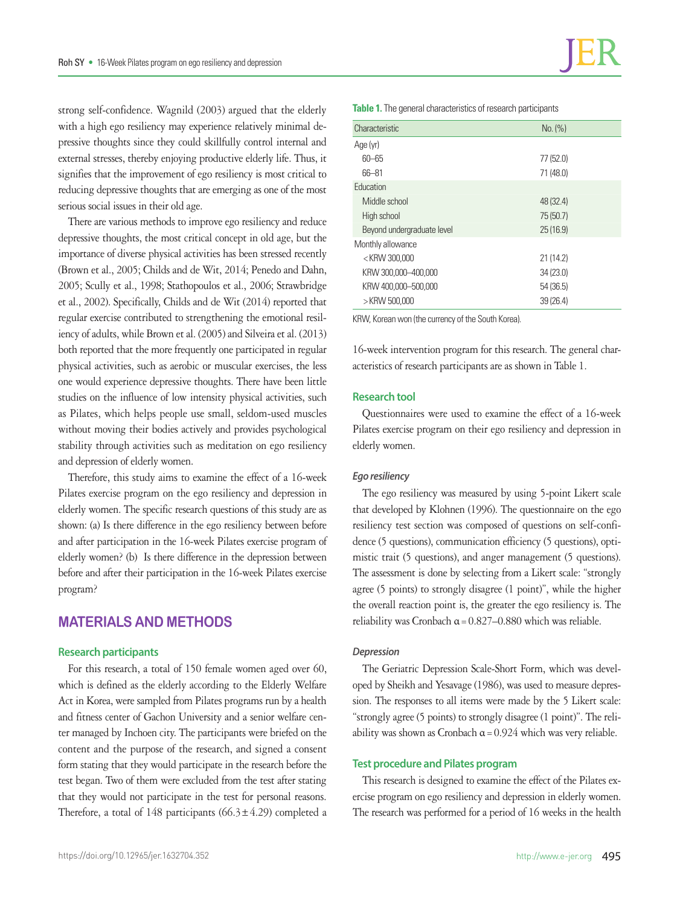strong self-confidence. Wagnild (2003) argued that the elderly with a high ego resiliency may experience relatively minimal depressive thoughts since they could skillfully control internal and external stresses, thereby enjoying productive elderly life. Thus, it signifies that the improvement of ego resiliency is most critical to reducing depressive thoughts that are emerging as one of the most serious social issues in their old age.

There are various methods to improve ego resiliency and reduce depressive thoughts, the most critical concept in old age, but the importance of diverse physical activities has been stressed recently (Brown et al., 2005; Childs and de Wit, 2014; Penedo and Dahn, 2005; Scully et al., 1998; Stathopoulos et al., 2006; Strawbridge et al., 2002). Specifically, Childs and de Wit (2014) reported that regular exercise contributed to strengthening the emotional resiliency of adults, while Brown et al. (2005) and Silveira et al. (2013) both reported that the more frequently one participated in regular physical activities, such as aerobic or muscular exercises, the less one would experience depressive thoughts. There have been little studies on the influence of low intensity physical activities, such as Pilates, which helps people use small, seldom-used muscles without moving their bodies actively and provides psychological stability through activities such as meditation on ego resiliency and depression of elderly women.

Therefore, this study aims to examine the effect of a 16-week Pilates exercise program on the ego resiliency and depression in elderly women. The specific research questions of this study are as shown: (a) Is there difference in the ego resiliency between before and after participation in the 16-week Pilates exercise program of elderly women? (b) Is there difference in the depression between before and after their participation in the 16-week Pilates exercise program?

## MATERIALS AND METHODS

### Research participants

For this research, a total of 150 female women aged over 60, which is defined as the elderly according to the Elderly Welfare Act in Korea, were sampled from Pilates programs run by a health and fitness center of Gachon University and a senior welfare center managed by Inchoen city. The participants were briefed on the content and the purpose of the research, and signed a consent form stating that they would participate in the research before the test began. Two of them were excluded from the test after stating that they would not participate in the test for personal reasons. Therefore, a total of 148 participants (66.3 ± 4.29) completed a 16-week intervention program for this research. The general characteristics of research participants are as shown in Table 1.

**Table 1.** The general characteristics of research participants

| Characteristic | No. (%) |
|---|---|
| Age (yr) | |
| 60–65 | 77 (52.0) |
| 66–81 | 71 (48.0) |
| Education | |
| Middle school | 48 (32.4) |
| High school | 75 (50.7) |
| Beyond undergraduate level | 25 (16.9) |
| Monthly allowance | |
| < KRW 300,000 | 21 (14.2) |
| KRW 300,000–400,000 | 34 (23.0) |
| KRW 400,000–500,000 | 54 (36.5) |
| > KRW 500,000 | 39 (26.4) |

KRW, Korean won (the currency of the South Korea).

### Research tool

Questionnaires were used to examine the effect of a 16-week Pilates exercise program on their ego resiliency and depression in elderly women.

#### *Ego resiliency*

The ego resiliency was measured by using 5-point Likert scale that developed by Klohnen (1996). The questionnaire on the ego resiliency test section was composed of questions on self-confidence (5 questions), communication efficiency (5 questions), optimistic trait (5 questions), and anger management (5 questions). The assessment is done by selecting from a Likert scale: "strongly agree (5 points) to strongly disagree (1 point)", while the higher the overall reaction point is, the greater the ego resiliency is. The reliability was Cronbach $\alpha = 0.827–0.880$ which was reliable.

#### *Depression*

The Geriatric Depression Scale-Short Form, which was developed by Sheikh and Yesavage (1986), was used to measure depression. The responses to all items were made by the 5 Likert scale: "strongly agree (5 points) to strongly disagree (1 point)". The reliability was shown as Cronbach $\alpha = 0.924$ which was very reliable.

### Test procedure and Pilates program

This research is designed to examine the effect of the Pilates exercise program on ego resiliency and depression in elderly women. The research was performed for a period of 16 weeks in the health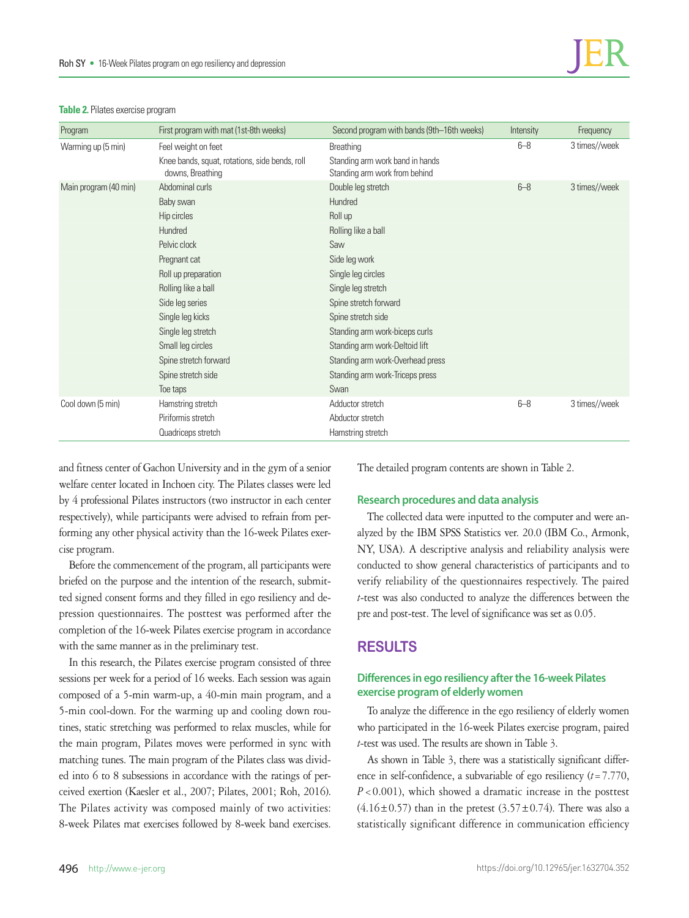**Table 2.** Pilates exercise program

| Program | First program with mat (1st-8th weeks) | Second program with bands (9th–16th weeks) | Intensity | Frequency |
|---|---|---|---|---|
| Warming up (5 min) | Feel weight on feet | Breathing | 6–8 | 3 times//week |
| | Knee bands, squat, rotations, side bends, roll downs, Breathing | Standing arm work band in hands<br>Standing arm work from behind | | |
| Main program (40 min) | Abdominal curls | Double leg stretch | 6–8 | 3 times//week |
| | Baby swan | Hundred | | |
| | Hip circles | Roll up | | |
| | Hundred | Rolling like a ball | | |
| | Pelvic clock | Saw | | |
| | Pregnant cat | Side leg work | | |
| | Roll up preparation | Single leg circles | | |
| | Rolling like a ball | Single leg stretch | | |
| | Side leg series | Spine stretch forward | | |
| | Single leg kicks | Spine stretch side | | |
| | Single leg stretch | Standing arm work-biceps curls | | |
| | Small leg circles | Standing arm work-Deltoid lift | | |
| | Spine stretch forward | Standing arm work-Overhead press | | |
| | Spine stretch side | Standing arm work-Triceps press | | |
| | Toe taps | Swan | | |
| Cool down (5 min) | Hamstring stretch | Adductor stretch | 6–8 | 3 times//week |
| | Piriformis stretch | Abductor stretch | | |
| | Quadriceps stretch | Hamstring stretch | | |

and fitness center of Gachon University and in the gym of a senior welfare center located in Inchoen city. The Pilates classes were led by 4 professional Pilates instructors (two instructor in each center respectively), while participants were advised to refrain from performing any other physical activity than the 16-week Pilates exercise program.

Before the commencement of the program, all participants were briefed on the purpose and the intention of the research, submitted signed consent forms and they filled in ego resiliency and depression questionnaires. The posttest was performed after the completion of the 16-week Pilates exercise program in accordance with the same manner as in the preliminary test.

In this research, the Pilates exercise program consisted of three sessions per week for a period of 16 weeks. Each session was again composed of a 5-min warm-up, a 40-min main program, and a 5-min cool-down. For the warming up and cooling down routines, static stretching was performed to relax muscles, while for the main program, Pilates moves were performed in sync with matching tunes. The main program of the Pilates class was divided into 6 to 8 subsessions in accordance with the ratings of perceived exertion (Kaesler et al., 2007; Pilates, 2001; Roh, 2016). The Pilates activity was composed mainly of two activities: 8-week Pilates mat exercises followed by 8-week band exercises. The detailed program contents are shown in Table 2.

### Research procedures and data analysis

The collected data were inputted to the computer and were analyzed by the IBM SPSS Statistics ver. 20.0 (IBM Co., Armonk, NY, USA). A descriptive analysis and reliability analysis were conducted to show general characteristics of participants and to verify reliability of the questionnaires respectively. The paired *t*-test was also conducted to analyze the differences between the pre and post-test. The level of significance was set as 0.05.

## RESULTS

### Differences in ego resiliency after the 16-week Pilates exercise program of elderly women

To analyze the difference in the ego resiliency of elderly women who participated in the 16-week Pilates exercise program, paired *t*-test was used. The results are shown in Table 3.

As shown in Table 3, there was a statistically significant difference in self-confidence, a subvariable of ego resiliency ($t=7.770$, $P<0.001$), which showed a dramatic increase in the posttest ($4.16\pm0.57$) than in the pretest ($3.57\pm0.74$). There was also a statistically significant difference in communication efficiency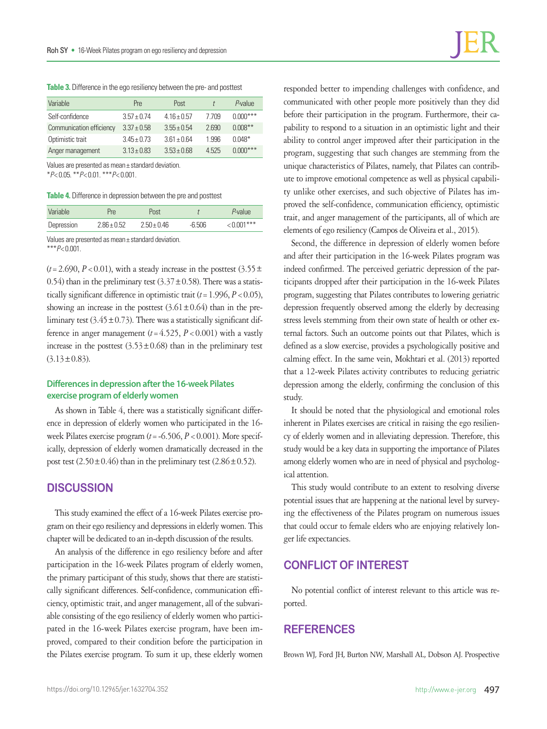**Table 3.** Difference in the ego resiliency between the pre- and posttest

| Variable | Pre | Post | *t* | *P*-value |
|---|---|---|---|---|
| Self-confidence | 3.57±0.74 | 4.16±0.57 | 7.709 | 0.000*** |
| Communication efficiency | 3.37±0.58 | 3.55±0.54 | 2.690 | 0.008** |
| Optimistic trait | 3.45±0.73 | 3.61±0.64 | 1.996 | 0.048* |
| Anger management | 3.13±0.83 | 3.53±0.68 | 4.525 | 0.000*** |

Values are presented as mean±standard deviation.
\*$P<0.05$. \*\*$P<0.01$. \*\*\*$P<0.001$.

**Table 4.** Difference in depression between the pre and posttest

| Variable | Pre | Post | *t* | *P*-value |
|---|---|---|---|---|
| Depression | 2.86±0.52 | 2.50±0.46 | -6.506 | <0.001*** |

Values are presented as mean±standard deviation.
\*\*\*$P<0.001$.

($t=2.690$, $P<0.01$), with a steady increase in the posttest (3.55±0.54) than in the preliminary test (3.37±0.58). There was a statistically significant difference in optimistic trait ($t=1.996$, $P<0.05$), showing an increase in the posttest (3.61±0.64) than in the preliminary test (3.45±0.73). There was a statistically significant difference in anger management ($t=4.525$, $P<0.001$) with a vastly increase in the posttest (3.53±0.68) than in the preliminary test (3.13±0.83).

### Differences in depression after the 16-week Pilates exercise program of elderly women

As shown in Table 4, there was a statistically significant difference in depression of elderly women who participated in the 16-week Pilates exercise program ($t=-6.506$, $P<0.001$). More specifically, depression of elderly women dramatically decreased in the post test (2.50±0.46) than in the preliminary test (2.86±0.52).

## DISCUSSION

This study examined the effect of a 16-week Pilates exercise program on their ego resiliency and depressions in elderly women. This chapter will be dedicated to an in-depth discussion of the results.

An analysis of the difference in ego resiliency before and after participation in the 16-week Pilates program of elderly women, the primary participant of this study, shows that there are statistically significant differences. Self-confidence, communication efficiency, optimistic trait, and anger management, all of the subvariable consisting of the ego resiliency of elderly women who participated in the 16-week Pilates exercise program, have been improved, compared to their condition before the participation in the Pilates exercise program. To sum it up, these elderly women responded better to impending challenges with confidence, and communicated with other people more positively than they did before their participation in the program. Furthermore, their capability to respond to a situation in an optimistic light and their ability to control anger improved after their participation in the program, suggesting that such changes are stemming from the unique characteristics of Pilates, namely, that Pilates can contribute to improve emotional competence as well as physical capability unlike other exercises, and such objective of Pilates has improved the self-confidence, communication efficiency, optimistic trait, and anger management of the participants, all of which are elements of ego resiliency (Campos de Oliveira et al., 2015).

Second, the difference in depression of elderly women before and after their participation in the 16-week Pilates program was indeed confirmed. The perceived geriatric depression of the participants dropped after their participation in the 16-week Pilates program, suggesting that Pilates contributes to lowering geriatric depression frequently observed among the elderly by decreasing stress levels stemming from their own state of health or other external factors. Such an outcome points out that Pilates, which is defined as a slow exercise, provides a psychologically positive and calming effect. In the same vein, Mokhtari et al. (2013) reported that a 12-week Pilates activity contributes to reducing geriatric depression among the elderly, confirming the conclusion of this study.

It should be noted that the physiological and emotional roles inherent in Pilates exercises are critical in raising the ego resiliency of elderly women and in alleviating depression. Therefore, this study would be a key data in supporting the importance of Pilates among elderly women who are in need of physical and psychological attention.

This study would contribute to an extent to resolving diverse potential issues that are happening at the national level by surveying the effectiveness of the Pilates program on numerous issues that could occur to female elders who are enjoying relatively longer life expectancies.

## CONFLICT OF INTEREST

No potential conflict of interest relevant to this article was reported.

## REFERENCES

Brown WJ, Ford JH, Burton NW, Marshall AL, Dobson AJ. Prospective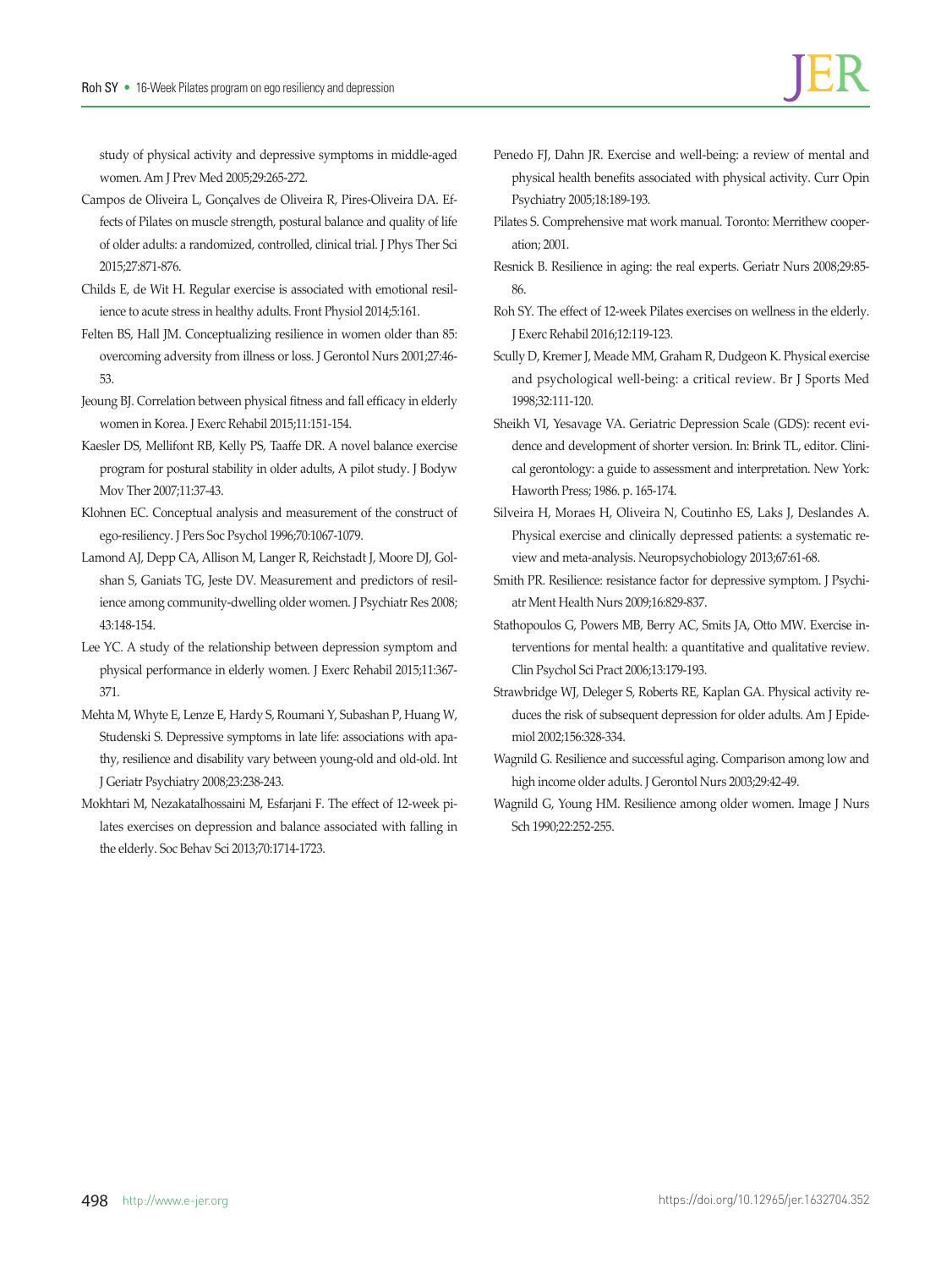study of physical activity and depressive symptoms in middle-aged women. Am J Prev Med 2005;29:265-272.

Campos de Oliveira L, Gonçalves de Oliveira R, Pires-Oliveira DA. Effects of Pilates on muscle strength, postural balance and quality of life of older adults: a randomized, controlled, clinical trial. J Phys Ther Sci 2015;27:871-876.

Childs E, de Wit H. Regular exercise is associated with emotional resilience to acute stress in healthy adults. Front Physiol 2014;5:161.

Felten BS, Hall JM. Conceptualizing resilience in women older than 85: overcoming adversity from illness or loss. J Gerontol Nurs 2001;27:46-53.

Jeoung BJ. Correlation between physical fitness and fall efficacy in elderly women in Korea. J Exerc Rehabil 2015;11:151-154.

Kaesler DS, Mellifont RB, Kelly PS, Taaffe DR. A novel balance exercise program for postural stability in older adults, A pilot study. J Bodyw Mov Ther 2007;11:37-43.

Klohnen EC. Conceptual analysis and measurement of the construct of ego-resiliency. J Pers Soc Psychol 1996;70:1067-1079.

Lamond AJ, Depp CA, Allison M, Langer R, Reichstadt J, Moore DJ, Golshan S, Ganiats TG, Jeste DV. Measurement and predictors of resilience among community-dwelling older women. J Psychiatr Res 2008; 43:148-154.

Lee YC. A study of the relationship between depression symptom and physical performance in elderly women. J Exerc Rehabil 2015;11:367-371.

Mehta M, Whyte E, Lenze E, Hardy S, Roumani Y, Subashan P, Huang W, Studenski S. Depressive symptoms in late life: associations with apathy, resilience and disability vary between young-old and old-old. Int J Geriatr Psychiatry 2008;23:238-243.

Mokhtari M, Nezakatalhossaini M, Esfarjani F. The effect of 12-week pilates exercises on depression and balance associated with falling in the elderly. Soc Behav Sci 2013;70:1714-1723.

Penedo FJ, Dahn JR. Exercise and well-being: a review of mental and physical health benefits associated with physical activity. Curr Opin Psychiatry 2005;18:189-193.

Pilates S. Comprehensive mat work manual. Toronto: Merrithew cooperation; 2001.

Resnick B. Resilience in aging: the real experts. Geriatr Nurs 2008;29:85-86.

Roh SY. The effect of 12-week Pilates exercises on wellness in the elderly. J Exerc Rehabil 2016;12:119-123.

Scully D, Kremer J, Meade MM, Graham R, Dudgeon K. Physical exercise and psychological well-being: a critical review. Br J Sports Med 1998;32:111-120.

Sheikh VI, Yesavage VA. Geriatric Depression Scale (GDS): recent evidence and development of shorter version. In: Brink TL, editor. Clinical gerontology: a guide to assessment and interpretation. New York: Haworth Press; 1986. p. 165-174.

Silveira H, Moraes H, Oliveira N, Coutinho ES, Laks J, Deslandes A. Physical exercise and clinically depressed patients: a systematic review and meta-analysis. Neuropsychobiology 2013;67:61-68.

Smith PR. Resilience: resistance factor for depressive symptom. J Psychiatr Ment Health Nurs 2009;16:829-837.

Stathopoulos G, Powers MB, Berry AC, Smits JA, Otto MW. Exercise interventions for mental health: a quantitative and qualitative review. Clin Psychol Sci Pract 2006;13:179-193.

Strawbridge WJ, Deleger S, Roberts RE, Kaplan GA. Physical activity reduces the risk of subsequent depression for older adults. Am J Epidemiol 2002;156:328-334.

Wagnild G. Resilience and successful aging. Comparison among low and high income older adults. J Gerontol Nurs 2003;29:42-49.

Wagnild G, Young HM. Resilience among older women. Image J Nurs Sch 1990;22:252-255.